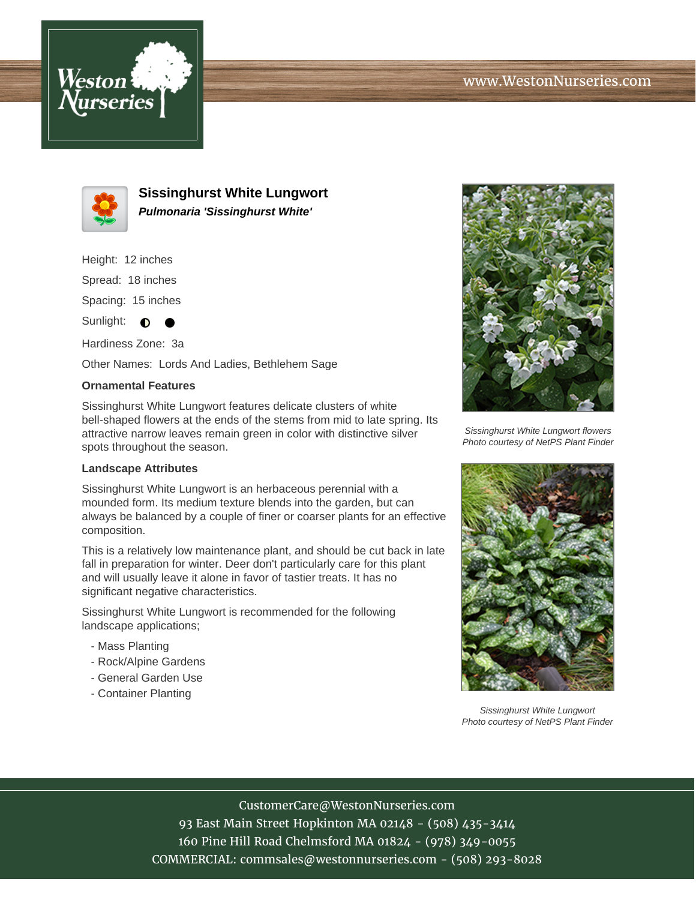# Sissinghurst White Lungwort

***Pulmonaria 'Sissinghurst White'***

Height: 12 inches

Spread: 18 inches

Spacing: 15 inches

Sunlight: ◐ ●

Hardiness Zone: 3a

Other Names: Lords And Ladies, Bethlehem Sage

### Ornamental Features

Sissinghurst White Lungwort features delicate clusters of white bell-shaped flowers at the ends of the stems from mid to late spring. Its attractive narrow leaves remain green in color with distinctive silver spots throughout the season.

### Landscape Attributes

Sissinghurst White Lungwort is an herbaceous perennial with a mounded form. Its medium texture blends into the garden, but can always be balanced by a couple of finer or coarser plants for an effective composition.

This is a relatively low maintenance plant, and should be cut back in late fall in preparation for winter. Deer don't particularly care for this plant and will usually leave it alone in favor of tastier treats. It has no significant negative characteristics.

Sissinghurst White Lungwort is recommended for the following landscape applications;

- Mass Planting
- Rock/Alpine Gardens
- General Garden Use
- Container Planting

*Sissinghurst White Lungwort flowers*
*Photo courtesy of NetPS Plant Finder*

*Sissinghurst White Lungwort*
*Photo courtesy of NetPS Plant Finder*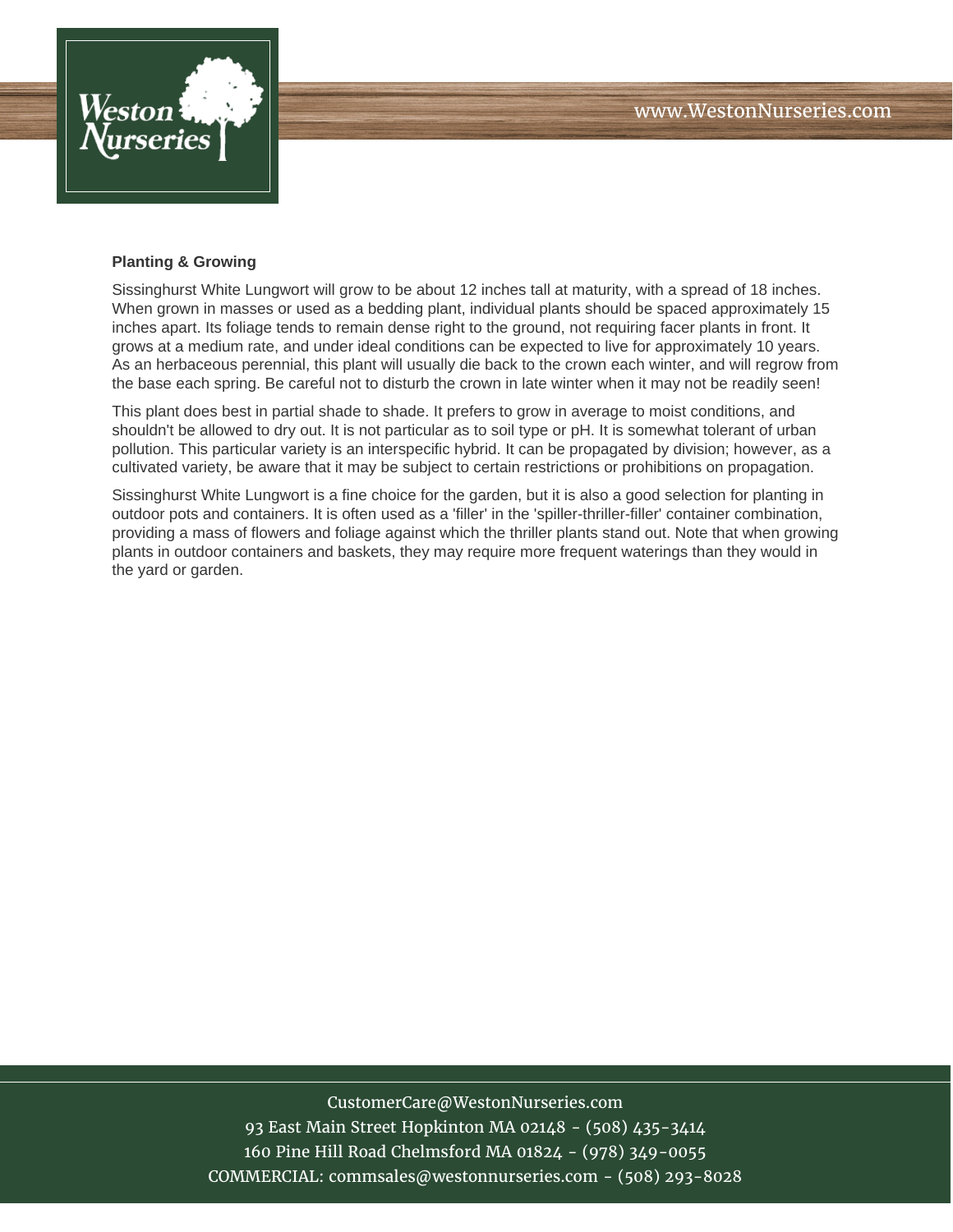### Planting & Growing

Sissinghurst White Lungwort will grow to be about 12 inches tall at maturity, with a spread of 18 inches. When grown in masses or used as a bedding plant, individual plants should be spaced approximately 15 inches apart. Its foliage tends to remain dense right to the ground, not requiring facer plants in front. It grows at a medium rate, and under ideal conditions can be expected to live for approximately 10 years. As an herbaceous perennial, this plant will usually die back to the crown each winter, and will regrow from the base each spring. Be careful not to disturb the crown in late winter when it may not be readily seen!

This plant does best in partial shade to shade. It prefers to grow in average to moist conditions, and shouldn't be allowed to dry out. It is not particular as to soil type or pH. It is somewhat tolerant of urban pollution. This particular variety is an interspecific hybrid. It can be propagated by division; however, as a cultivated variety, be aware that it may be subject to certain restrictions or prohibitions on propagation.

Sissinghurst White Lungwort is a fine choice for the garden, but it is also a good selection for planting in outdoor pots and containers. It is often used as a 'filler' in the 'spiller-thriller-filler' container combination, providing a mass of flowers and foliage against which the thriller plants stand out. Note that when growing plants in outdoor containers and baskets, they may require more frequent waterings than they would in the yard or garden.